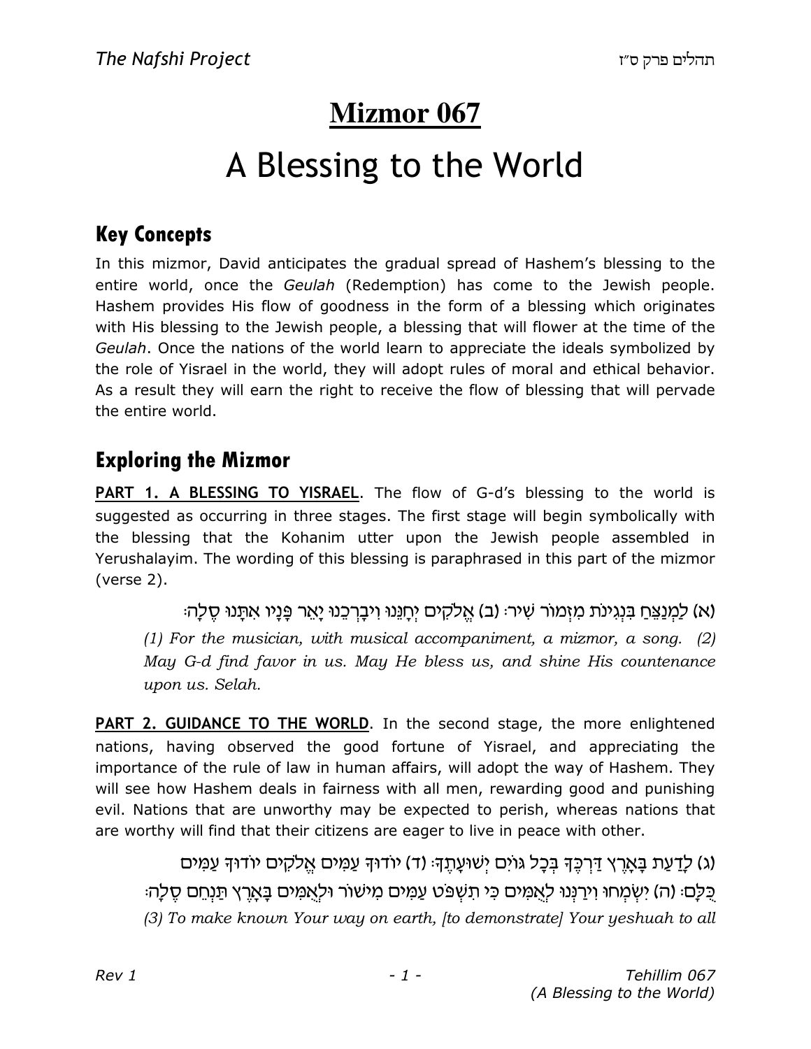# Mizmor 067

# A Blessing to the World

## Key Concepts

In this mizmor, David anticipates the gradual spread of Hashem's blessing to the entire world, once the *Geulah* (Redemption) has come to the Jewish people. Hashem provides His flow of goodness in the form of a blessing which originates with His blessing to the Jewish people, a blessing that will flower at the time of the *Geulah*. Once the nations of the world learn to appreciate the ideals symbolized by the role of Yisrael in the world, they will adopt rules of moral and ethical behavior. As a result they will earn the right to receive the flow of blessing that will pervade the entire world.

## Exploring the Mizmor

**PART 1. A BLESSING TO YISRAEL**. The flow of G-d's blessing to the world is suggested as occurring in three stages. The first stage will begin symbolically with the blessing that the Kohanim utter upon the Jewish people assembled in Yerushalayim. The wording of this blessing is paraphrased in this part of the mizmor (verse 2).

(א) לַמְנַצֵּחַ בִּנְגִינֹת מִזְמוֹר שִׁיר׃ (ב) אֱלֹקִים יְחָנֵּנוּ וִיבָרְכֵנוּ יָאֵר פָּנָיו אִתָּנוּ סֶלָה׃

*(1) For the musician, with musical accompaniment, a mizmor, a song. (2) May G-d find favor in us. May He bless us, and shine His countenance upon us. Selah.*

**PART 2. GUIDANCE TO THE WORLD**. In the second stage, the more enlightened nations, having observed the good fortune of Yisrael, and appreciating the importance of the rule of law in human affairs, will adopt the way of Hashem. They will see how Hashem deals in fairness with all men, rewarding good and punishing evil. Nations that are unworthy may be expected to perish, whereas nations that are worthy will find that their citizens are eager to live in peace with other.

(ג) לָדַעַת בָּאָרֶץ דַּרְכֶּךָ בְּכָל גּוֹיִם יְשׁוּעָתֶךָ׃ (ד) יוֹדוּךָ עַמִּים אֱלֹקִים יוֹדוּךָ עַמִּים כֻּלָּם׃ (ה) יִשְׂמְחוּ וִירַנְּנוּ לְאֻמִּים כִּי תִשְׁפֹּט עַמִּים מִישׁוֹר וּלְאֻמִּים בָּאָרֶץ תַּנְחֵם סֶלָה׃

*(3) To make known Your way on earth, [to demonstrate] Your yeshuah to all*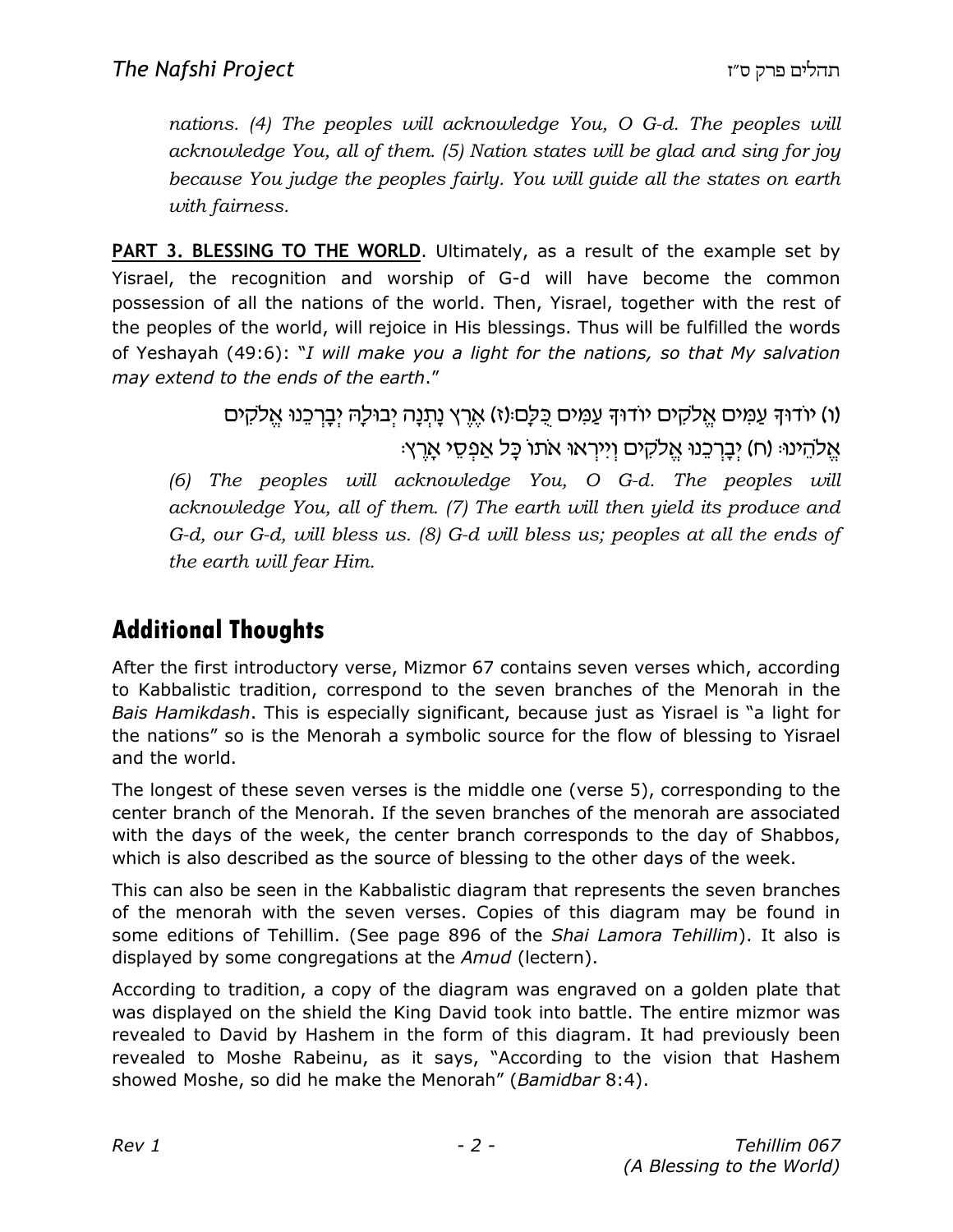*nations. (4) The peoples will acknowledge You, O G-d. The peoples will acknowledge You, all of them. (5) Nation states will be glad and sing for joy because You judge the peoples fairly. You will guide all the states on earth with fairness.*

**PART 3. BLESSING TO THE WORLD**. Ultimately, as a result of the example set by Yisrael, the recognition and worship of G-d will have become the common possession of all the nations of the world. Then, Yisrael, together with the rest of the peoples of the world, will rejoice in His blessings. Thus will be fulfilled the words of Yeshayah (49:6): "*I will make you a light for the nations, so that My salvation may extend to the ends of the earth*."

(ו) יוֹדוּךָ עַמִּים אֱלֹקִים יוֹדוּךָ עַמִּים כֻּלָּם׃(ז) אֶרֶץ נָתְנָה יְבוּלָהּ יְבָרְכֵנוּ אֱלֹקִים אֱלֹהֵינוּ׃ (ח) יְבָרְכֵנוּ אֱלֹקִים וְיִירְאוּ אוֹתוֹ כָּל אַפְסֵי אָרֶץ׃

*(6) The peoples will acknowledge You, O G-d. The peoples will acknowledge You, all of them. (7) The earth will then yield its produce and G-d, our G-d, will bless us. (8) G-d will bless us; peoples at all the ends of the earth will fear Him.*

## Additional Thoughts

After the first introductory verse, Mizmor 67 contains seven verses which, according to Kabbalistic tradition, correspond to the seven branches of the Menorah in the *Bais Hamikdash*. This is especially significant, because just as Yisrael is "a light for the nations" so is the Menorah a symbolic source for the flow of blessing to Yisrael and the world.

The longest of these seven verses is the middle one (verse 5), corresponding to the center branch of the Menorah. If the seven branches of the menorah are associated with the days of the week, the center branch corresponds to the day of Shabbos, which is also described as the source of blessing to the other days of the week.

This can also be seen in the Kabbalistic diagram that represents the seven branches of the menorah with the seven verses. Copies of this diagram may be found in some editions of Tehillim. (See page 896 of the *Shai Lamora Tehillim*). It also is displayed by some congregations at the *Amud* (lectern).

According to tradition, a copy of the diagram was engraved on a golden plate that was displayed on the shield the King David took into battle. The entire mizmor was revealed to David by Hashem in the form of this diagram. It had previously been revealed to Moshe Rabeinu, as it says, "According to the vision that Hashem showed Moshe, so did he make the Menorah" (*Bamidbar* 8:4).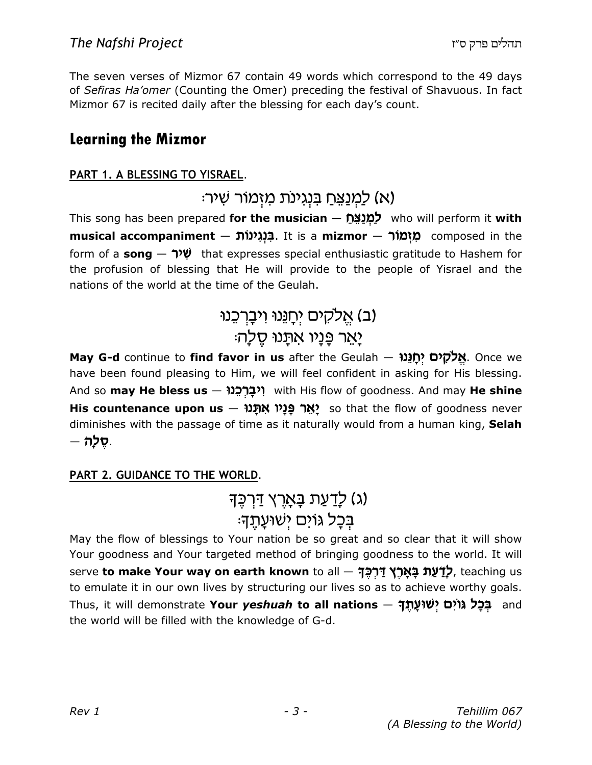The seven verses of Mizmor 67 contain 49 words which correspond to the 49 days of *Sefiras Ha'omer* (Counting the Omer) preceding the festival of Shavuous. In fact Mizmor 67 is recited daily after the blessing for each day's count.

## Learning the Mizmor

### PART 1. A BLESSING TO YISRAEL.

### (א) לַמְנַצֵּחַ בִּנְגִינֹת מִזְמוֹר שִׁיר׃

This song has been prepared **for the musician — לַמְנַצֵּחַ** who will perform it **with musical accompaniment — בִּנְגִינוֹת**. It is a **mizmor — מִזְמוֹר** composed in the form of a **song — שִׁיר** that expresses special enthusiastic gratitude to Hashem for the profusion of blessing that He will provide to the people of Yisrael and the nations of the world at the time of the Geulah.

### (ב) אֱלֹקִים יְחָנֵּנוּ וִיבָרְכֵנוּ
### יָאֵר פָּנָיו אִתָּנוּ סֶלָה׃

**May G-d** continue to **find favor in us** after the Geulah — **אֱלֹקִים יְחָנֵּנוּ**. Once we have been found pleasing to Him, we will feel confident in asking for His blessing. And so **may He bless us — וִיבָרְכֵנוּ** with His flow of goodness. And may **He shine His countenance upon us — יָאֵר פָּנָיו אִתָּנוּ** so that the flow of goodness never diminishes with the passage of time as it naturally would from a human king, **Selah — סֶלָה**.

### PART 2. GUIDANCE TO THE WORLD.

### (ג) לָדַעַת בָּאָרֶץ דַּרְכֶּךָ
### בְּכָל גּוֹיִם יְשׁוּעָתֶךָ׃

May the flow of blessings to Your nation be so great and so clear that it will show Your goodness and Your targeted method of bringing goodness to the world. It will serve **to make Your way on earth known** to all — **לָדַעַת בָּאָרֶץ דַּרְכֶּךָ**, teaching us to emulate it in our own lives by structuring our lives so as to achieve worthy goals. Thus, it will demonstrate **Your *yeshuah* to all nations — בְּכָל גּוֹיִם יְשׁוּעָתֶךָ** and the world will be filled with the knowledge of G-d.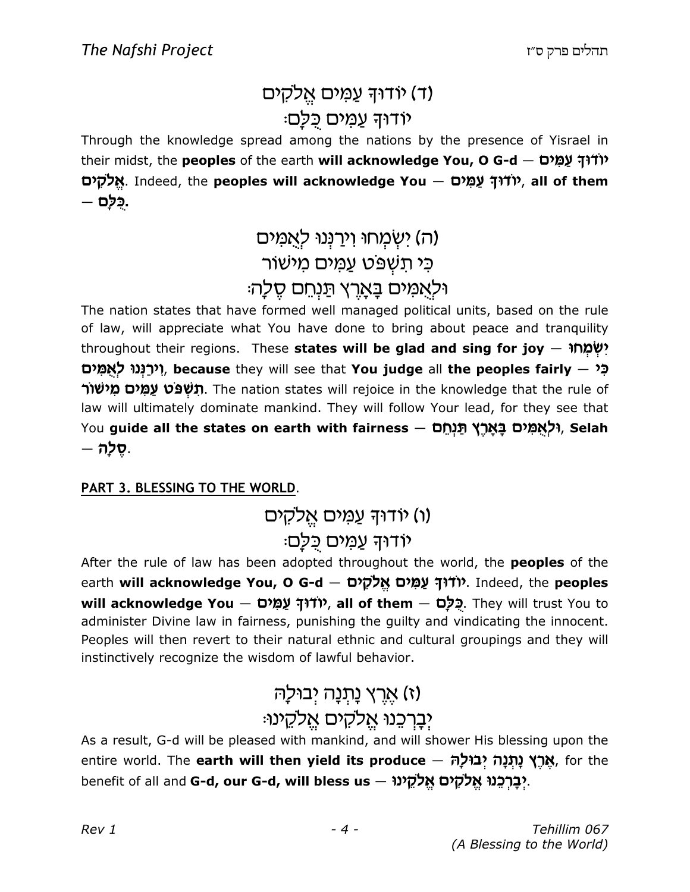### (ד) יוֹדוּךָ עַמִּים אֱלֹקִים
### יוֹדוּךָ עַמִּים כֻּלָּם׃

Through the knowledge spread among the nations by the presence of Yisrael in their midst, the **peoples** of the earth **will acknowledge You, O G-d — יוֹדוּךָ עַמִּים אֱלֹקִים**. Indeed, the **peoples will acknowledge You — יוֹדוּךָ עַמִּים**, **all of them — כֻּלָּם.**

### (ה) יִשְׂמְחוּ וִירַנְּנוּ לְאֻמִּים
### כִּי תִשְׁפֹּט עַמִּים מִישׁוֹר
### וּלְאֻמִּים בָּאָרֶץ תַּנְחֵם סֶלָה׃

The nation states that have formed well managed political units, based on the rule of law, will appreciate what You have done to bring about peace and tranquility throughout their regions. These **states will be glad and sing for joy — יִשְׂמְחוּ וִירַנְּנוּ לְאֻמִּים**, **because** they will see that **You judge** all **the peoples fairly — כִּי תִשְׁפֹּט עַמִּים מִישׁוֹר**. The nation states will rejoice in the knowledge that the rule of law will ultimately dominate mankind. They will follow Your lead, for they see that You **guide all the states on earth with fairness — וּלְאֻמִּים בָּאָרֶץ תַּנְחֵם**, **Selah — סֶלָה**.

**PART 3. BLESSING TO THE WORLD**.

### (ו) יוֹדוּךָ עַמִּים אֱלֹקִים
### יוֹדוּךָ עַמִּים כֻּלָּם׃

After the rule of law has been adopted throughout the world, the **peoples** of the earth **will acknowledge You, O G-d — יוֹדוּךָ עַמִּים אֱלֹקִים**. Indeed, the **peoples will acknowledge You — יוֹדוּךָ עַמִּים**, **all of them — כֻּלָּם**. They will trust You to administer Divine law in fairness, punishing the guilty and vindicating the innocent. Peoples will then revert to their natural ethnic and cultural groupings and they will instinctively recognize the wisdom of lawful behavior.

### (ז) אֶרֶץ נָתְנָה יְבוּלָהּ
### יְבָרְכֵנוּ אֱלֹקִים אֱלֹקֵינוּ׃

As a result, G-d will be pleased with mankind, and will shower His blessing upon the entire world. The **earth will then yield its produce — אֶרֶץ נָתְנָה יְבוּלָהּ**, for the benefit of all and **G-d, our G-d, will bless us — יְבָרְכֵנוּ אֱלֹקִים אֱלֹקֵינוּ**.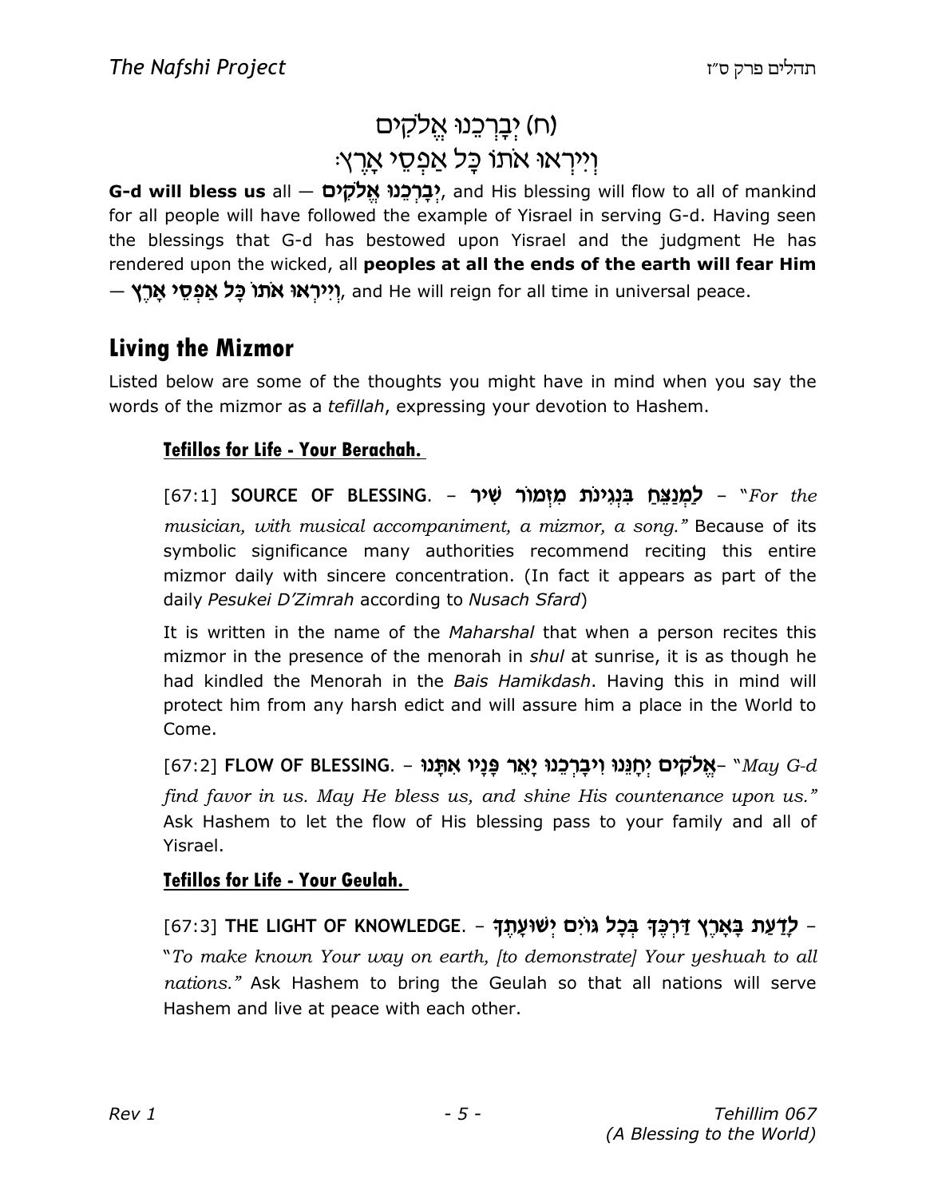(ח) יְבָרְכֵנוּ אֱלֹקִים
וְיִירְאוּ אֹתוֹ כָּל אַפְסֵי אָרֶץ׃

**G-d will bless us** all — **יְבָרְכֵנוּ אֱלֹקִים**, and His blessing will flow to all of mankind for all people will have followed the example of Yisrael in serving G-d. Having seen the blessings that G-d has bestowed upon Yisrael and the judgment He has rendered upon the wicked, all **peoples at all the ends of the earth will fear Him** — **וְיִירְאוּ אֹתוֹ כָּל אַפְסֵי אָרֶץ**, and He will reign for all time in universal peace.

## Living the Mizmor

Listed below are some of the thoughts you might have in mind when you say the words of the mizmor as a *tefillah*, expressing your devotion to Hashem.

### Tefillos for Life - Your Berachah.

[67:1] **SOURCE OF BLESSING.** – **לַמְנַצֵּחַ בִּנְגִינֹת מִזְמוֹר שִׁיר** – *"For the musician, with musical accompaniment, a mizmor, a song."* Because of its symbolic significance many authorities recommend reciting this entire mizmor daily with sincere concentration. (In fact it appears as part of the daily *Pesukei D'Zimrah* according to *Nusach Sfard*)

It is written in the name of the *Maharshal* that when a person recites this mizmor in the presence of the menorah in *shul* at sunrise, it is as though he had kindled the Menorah in the *Bais Hamikdash*. Having this in mind will protect him from any harsh edict and will assure him a place in the World to Come.

[67:2] **FLOW OF BLESSING.** – **אֱלֹקִים יְחָנֵּנוּ וִיבָרְכֵנוּ יָאֵר פָּנָיו אִתָּנוּ** – *"May G-d find favor in us. May He bless us, and shine His countenance upon us."* Ask Hashem to let the flow of His blessing pass to your family and all of Yisrael.

### Tefillos for Life - Your Geulah.

[67:3] **THE LIGHT OF KNOWLEDGE.** – **לָדַעַת בָּאָרֶץ דַּרְכֶּךָ בְּכָל גּוֹיִם יְשׁוּעָתֶךָ** – *"To make known Your way on earth, [to demonstrate] Your yeshuah to all nations."* Ask Hashem to bring the Geulah so that all nations will serve Hashem and live at peace with each other.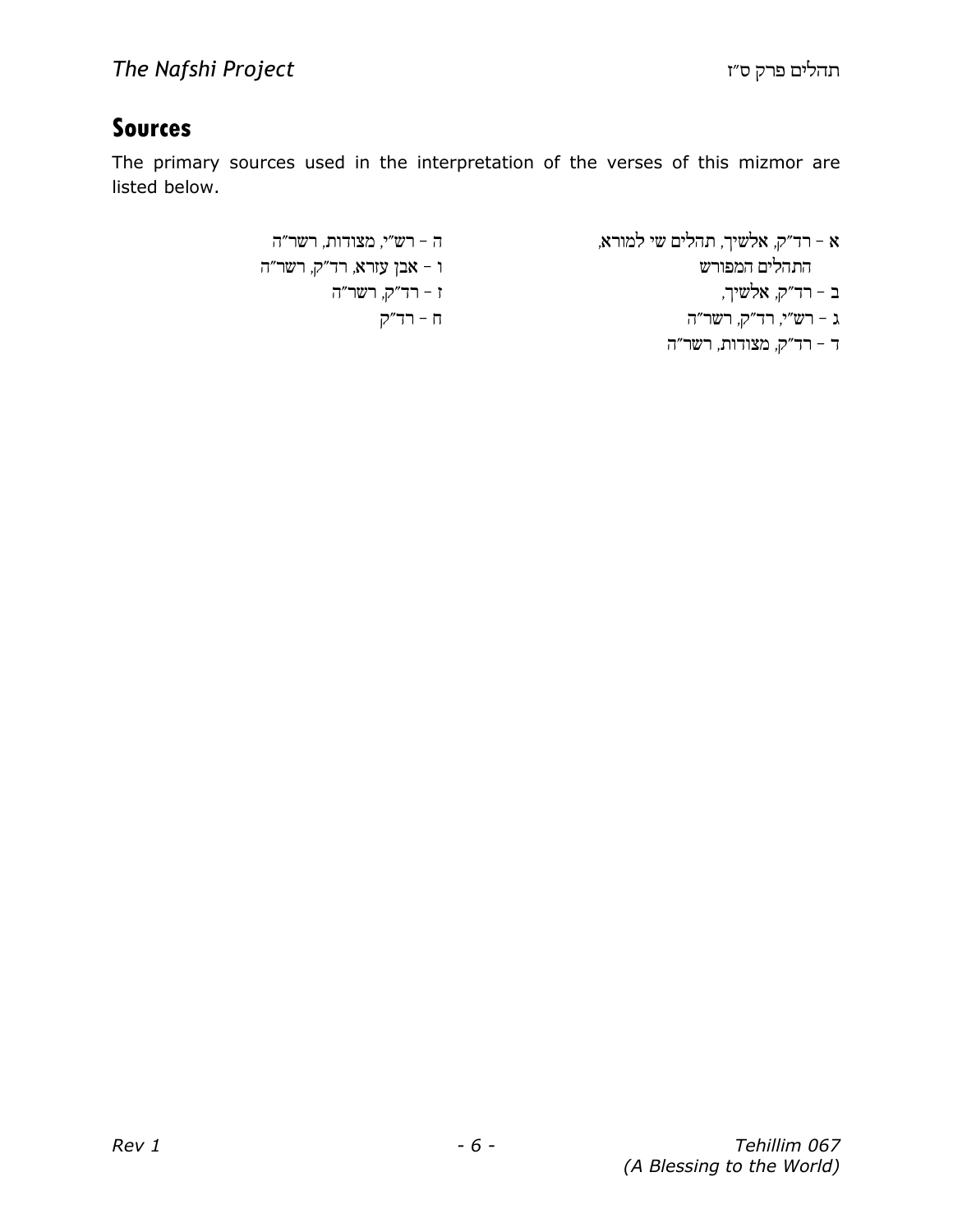## Sources

The primary sources used in the interpretation of the verses of this mizmor are listed below.

א – רד״ק, אלשיך, תהלים שי למורא, התהלים המפורש
ב – רד״ק, אלשיך,
ג – רש״י, רד״ק, רשר״ה
ד – רד״ק, מצודות, רשר״ה
ה – רש״י, מצודות, רשר״ה
ו – אבן עזרא, רד״ק, רשר״ה
ז – רד״ק, רשר״ה
ח – רד״ק